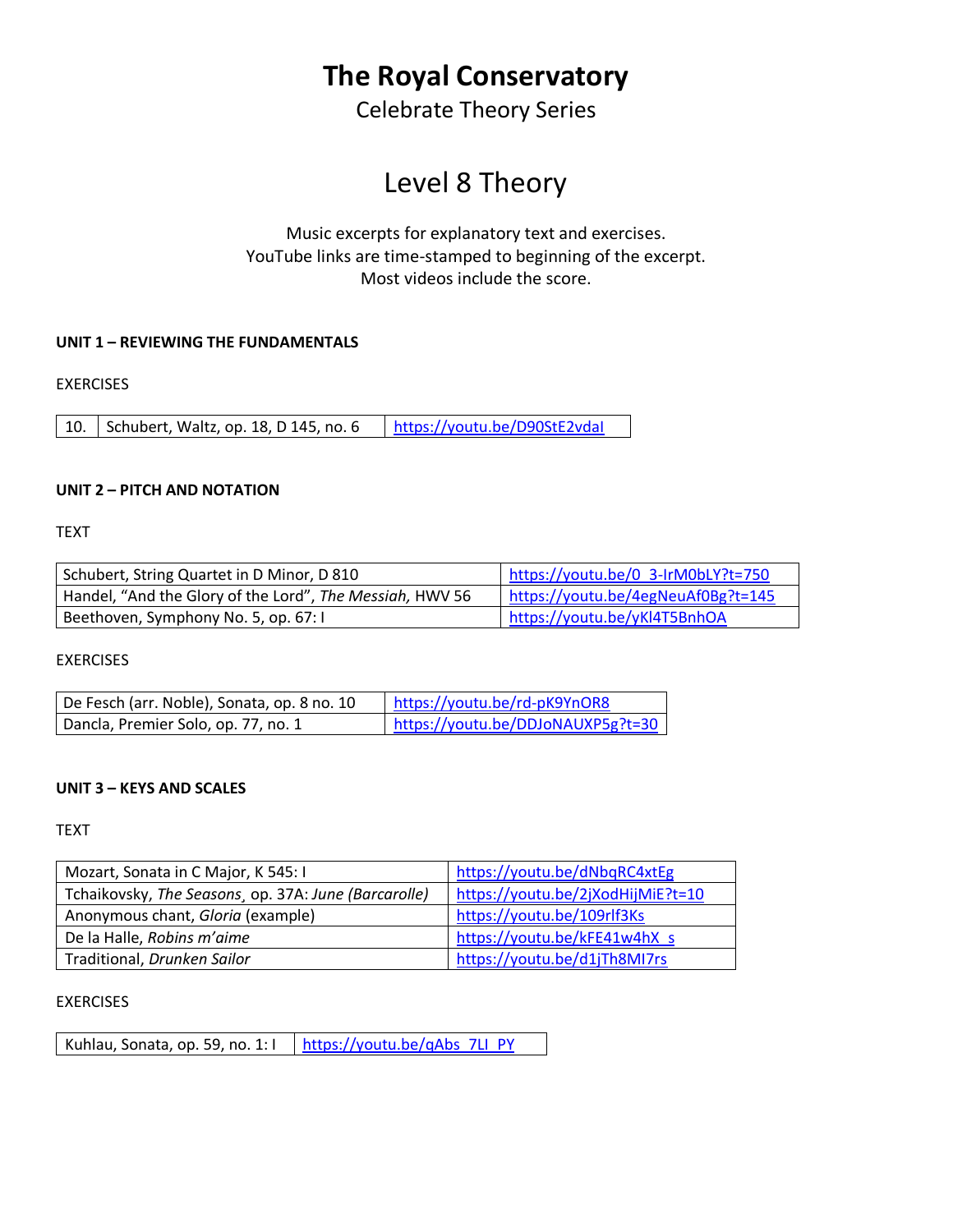# The Royal Conservatory

Celebrate Theory Series

## Level 8 Theory

Music excerpts for explanatory text and exercises.
YouTube links are time-stamped to beginning of the excerpt.
Most videos include the score.

### UNIT 1 – REVIEWING THE FUNDAMENTALS

EXERCISES

| | | |
|---|---|---|
| 10. | Schubert, Waltz, op. 18, D 145, no. 6 | https://youtu.be/D90StE2vdaI |

### UNIT 2 – PITCH AND NOTATION

TEXT

| | |
|---|---|
| Schubert, String Quartet in D Minor, D 810 | https://youtu.be/0_3-IrM0bLY?t=750 |
| Handel, "And the Glory of the Lord", *The Messiah,* HWV 56 | https://youtu.be/4egNeuAf0Bg?t=145 |
| Beethoven, Symphony No. 5, op. 67: I | https://youtu.be/yKl4T5BnhOA |

EXERCISES

| | |
|---|---|
| De Fesch (arr. Noble), Sonata, op. 8 no. 10 | https://youtu.be/rd-pK9YnOR8 |
| Dancla, Premier Solo, op. 77, no. 1 | https://youtu.be/DDJoNAUXP5g?t=30 |

### UNIT 3 – KEYS AND SCALES

TEXT

| | |
|---|---|
| Mozart, Sonata in C Major, K 545: I | https://youtu.be/dNbqRC4xtEg |
| Tchaikovsky, *The Seasons*, op. 37A: *June (Barcarolle)* | https://youtu.be/2jXodHijMiE?t=10 |
| Anonymous chant, *Gloria* (example) | https://youtu.be/109rlf3Ks |
| De la Halle, *Robins m'aime* | https://youtu.be/kFE41w4hX_s |
| Traditional, *Drunken Sailor* | https://youtu.be/d1jTh8MI7rs |

EXERCISES

| | |
|---|---|
| Kuhlau, Sonata, op. 59, no. 1: I | https://youtu.be/qAbs_7LI_PY |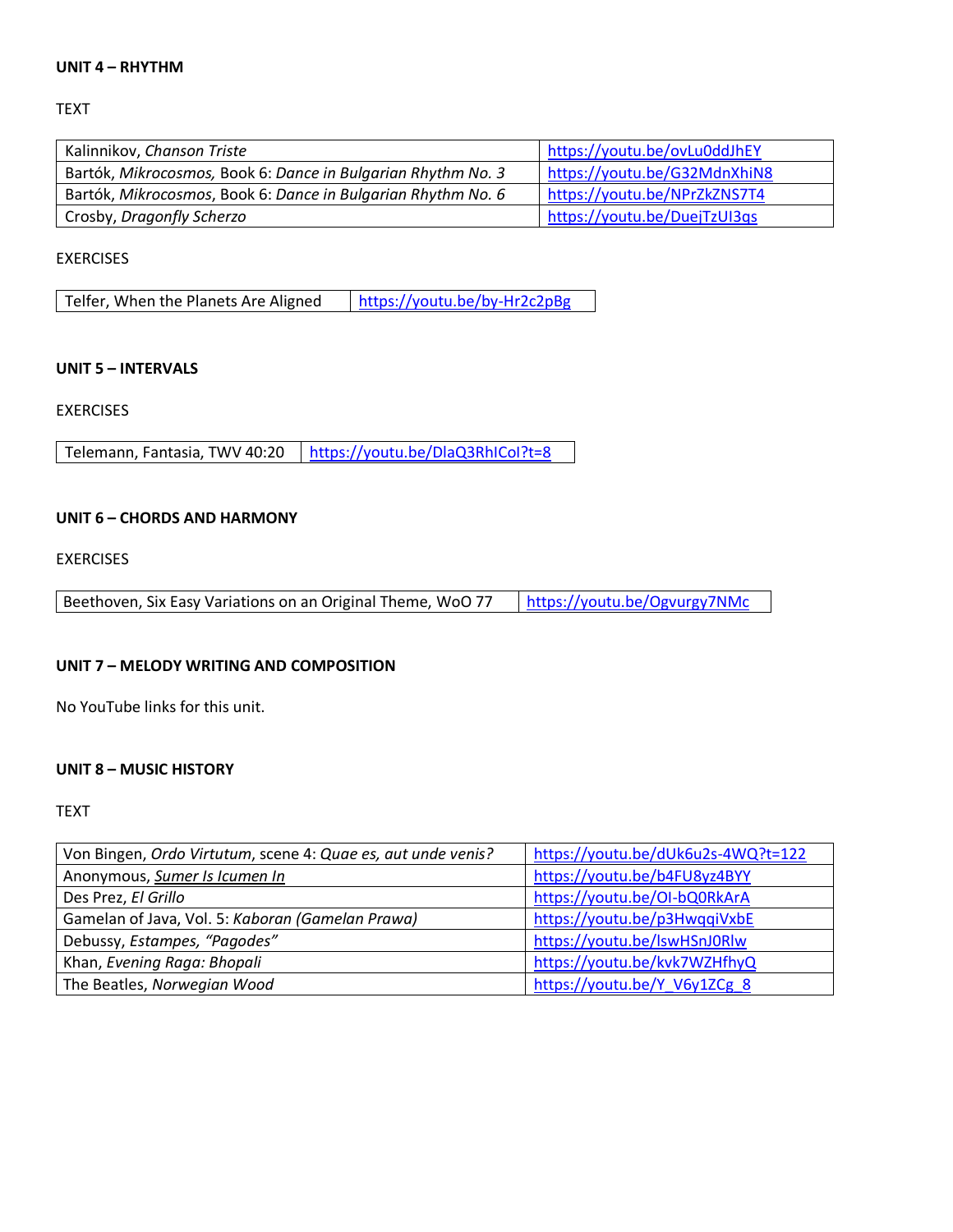**UNIT 4 – RHYTHM**

TEXT

| | |
|---|---|
| Kalinnikov, *Chanson Triste* | https://youtu.be/ovLu0ddJhEY |
| Bartók, *Mikrocosmos,* Book 6: *Dance in Bulgarian Rhythm No. 3* | https://youtu.be/G32MdnXhiN8 |
| Bartók, *Mikrocosmos*, Book 6: *Dance in Bulgarian Rhythm No. 6* | https://youtu.be/NPrZkZNS7T4 |
| Crosby, *Dragonfly Scherzo* | https://youtu.be/DuejTzUI3qs |

EXERCISES

| | |
|---|---|
| Telfer, When the Planets Are Aligned | https://youtu.be/by-Hr2c2pBg |

**UNIT 5 – INTERVALS**

EXERCISES

| | |
|---|---|
| Telemann, Fantasia, TWV 40:20 | https://youtu.be/DlaQ3RhICoI?t=8 |

**UNIT 6 – CHORDS AND HARMONY**

EXERCISES

| | |
|---|---|
| Beethoven, Six Easy Variations on an Original Theme, WoO 77 | https://youtu.be/Ogvurgy7NMc |

**UNIT 7 – MELODY WRITING AND COMPOSITION**

No YouTube links for this unit.

**UNIT 8 – MUSIC HISTORY**

TEXT

| | |
|---|---|
| Von Bingen, *Ordo Virtutum*, scene 4: *Quae es, aut unde venis?* | https://youtu.be/dUk6u2s-4WQ?t=122 |
| Anonymous, *Sumer Is Icumen In* | https://youtu.be/b4FU8yz4BYY |
| Des Prez, *El Grillo* | https://youtu.be/OI-bQ0RkArA |
| Gamelan of Java, Vol. 5: *Kaboran (Gamelan Prawa)* | https://youtu.be/p3HwqqiVxbE |
| Debussy, *Estampes, "Pagodes"* | https://youtu.be/lswHSnJ0Rlw |
| Khan, *Evening Raga: Bhopali* | https://youtu.be/kvk7WZHfhyQ |
| The Beatles, *Norwegian Wood* | https://youtu.be/Y_V6y1ZCg_8 |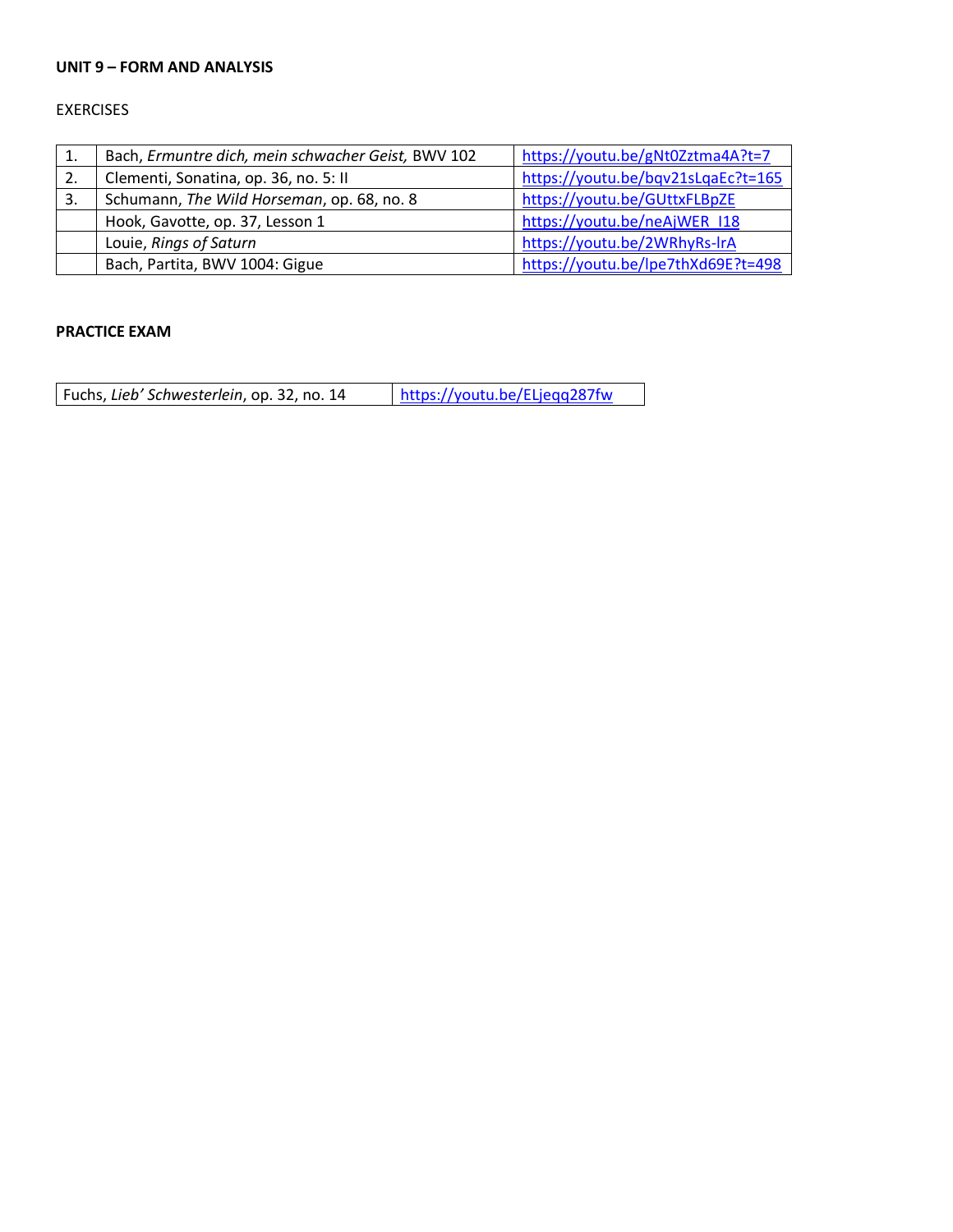**UNIT 9 – FORM AND ANALYSIS**

EXERCISES

| | | |
|---|---|---|
| 1. | Bach, *Ermuntre dich, mein schwacher Geist,* BWV 102 | https://youtu.be/gNt0Zztma4A?t=7 |
| 2. | Clementi, Sonatina, op. 36, no. 5: II | https://youtu.be/bqv21sLqaEc?t=165 |
| 3. | Schumann, *The Wild Horseman*, op. 68, no. 8 | https://youtu.be/GUttxFLBpZE |
| | Hook, Gavotte, op. 37, Lesson 1 | https://youtu.be/neAjWER_I18 |
| | Louie, *Rings of Saturn* | https://youtu.be/2WRhyRs-lrA |
| | Bach, Partita, BWV 1004: Gigue | https://youtu.be/lpe7thXd69E?t=498 |

**PRACTICE EXAM**

| | |
|---|---|
| Fuchs, *Lieb' Schwesterlein*, op. 32, no. 14 | https://youtu.be/ELjeqq287fw |